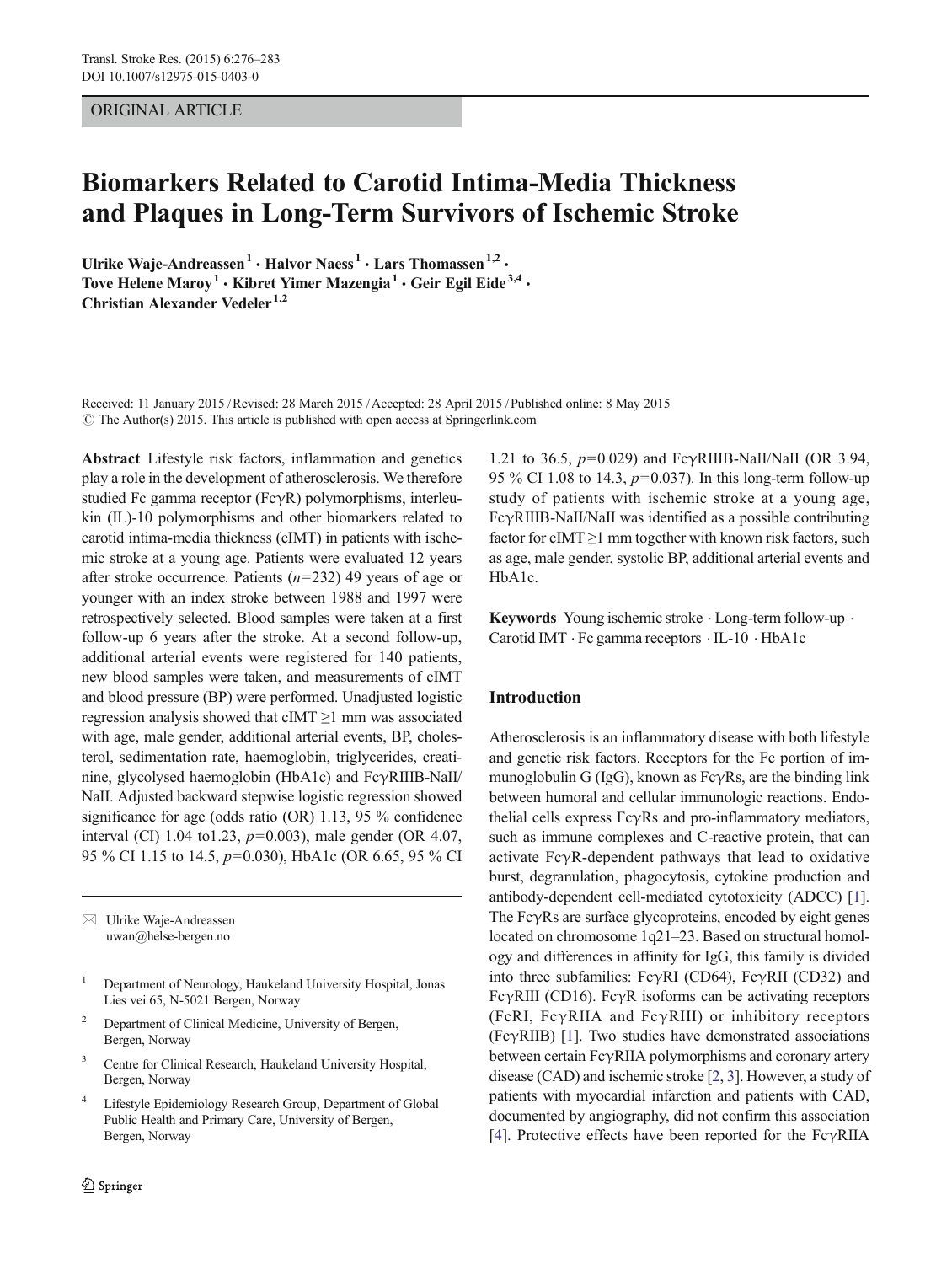ORIGINAL ARTICLE

# Biomarkers Related to Carotid Intima-Media Thickness and Plaques in Long-Term Survivors of Ischemic Stroke

**Ulrike Waje-Andreassen**[1] **· Halvor Naess**[1] **· Lars Thomassen**[1,2] **· Tove Helene Maroy**[1] **· Kibret Yimer Mazengia**[1] **· Geir Egil Eide**[3,4] **· Christian Alexander Vedeler**[1,2]

Received: 11 January 2015 / Revised: 28 March 2015 / Accepted: 28 April 2015 / Published online: 8 May 2015
© The Author(s) 2015. This article is published with open access at Springerlink.com

**Abstract** Lifestyle risk factors, inflammation and genetics play a role in the development of atherosclerosis. We therefore studied Fc gamma receptor (FcγR) polymorphisms, interleukin (IL)-10 polymorphisms and other biomarkers related to carotid intima-media thickness (cIMT) in patients with ischemic stroke at a young age. Patients were evaluated 12 years after stroke occurrence. Patients ($n$=232) 49 years of age or younger with an index stroke between 1988 and 1997 were retrospectively selected. Blood samples were taken at a first follow-up 6 years after the stroke. At a second follow-up, additional arterial events were registered for 140 patients, new blood samples were taken, and measurements of cIMT and blood pressure (BP) were performed. Unadjusted logistic regression analysis showed that cIMT ≥1 mm was associated with age, male gender, additional arterial events, BP, cholesterol, sedimentation rate, haemoglobin, triglycerides, creatinine, glycolysed haemoglobin (HbA1c) and FcγRIIIB-NaII/NaII. Adjusted backward stepwise logistic regression showed significance for age (odds ratio (OR) 1.13, 95 % confidence interval (CI) 1.04 to1.23, $p$=0.003), male gender (OR 4.07, 95 % CI 1.15 to 14.5, $p$=0.030), HbA1c (OR 6.65, 95 % CI 1.21 to 36.5, $p$=0.029) and FcγRIIIB-NaII/NaII (OR 3.94, 95 % CI 1.08 to 14.3, $p$=0.037). In this long-term follow-up study of patients with ischemic stroke at a young age, FcγRIIIB-NaII/NaII was identified as a possible contributing factor for cIMT ≥1 mm together with known risk factors, such as age, male gender, systolic BP, additional arterial events and HbA1c.

**Keywords** Young ischemic stroke · Long-term follow-up · Carotid IMT · Fc gamma receptors · IL-10 · HbA1c

✉ Ulrike Waje-Andreassen
uwan@helse-bergen.no

[1] Department of Neurology, Haukeland University Hospital, Jonas Lies vei 65, N-5021 Bergen, Norway

[2] Department of Clinical Medicine, University of Bergen, Bergen, Norway

[3] Centre for Clinical Research, Haukeland University Hospital, Bergen, Norway

[4] Lifestyle Epidemiology Research Group, Department of Global Public Health and Primary Care, University of Bergen, Bergen, Norway

## Introduction

Atherosclerosis is an inflammatory disease with both lifestyle and genetic risk factors. Receptors for the Fc portion of immunoglobulin G (IgG), known as FcγRs, are the binding link between humoral and cellular immunologic reactions. Endothelial cells express FcγRs and pro-inflammatory mediators, such as immune complexes and C-reactive protein, that can activate FcγR-dependent pathways that lead to oxidative burst, degranulation, phagocytosis, cytokine production and antibody-dependent cell-mediated cytotoxicity (ADCC) [1]. The FcγRs are surface glycoproteins, encoded by eight genes located on chromosome 1q21–23. Based on structural homology and differences in affinity for IgG, this family is divided into three subfamilies: FcγRI (CD64), FcγRII (CD32) and FcγRIII (CD16). FcγR isoforms can be activating receptors (FcRI, FcγRIIA and FcγRIII) or inhibitory receptors (FcγRIIB) [1]. Two studies have demonstrated associations between certain FcγRIIA polymorphisms and coronary artery disease (CAD) and ischemic stroke [2, 3]. However, a study of patients with myocardial infarction and patients with CAD, documented by angiography, did not confirm this association [4]. Protective effects have been reported for the FcγRIIA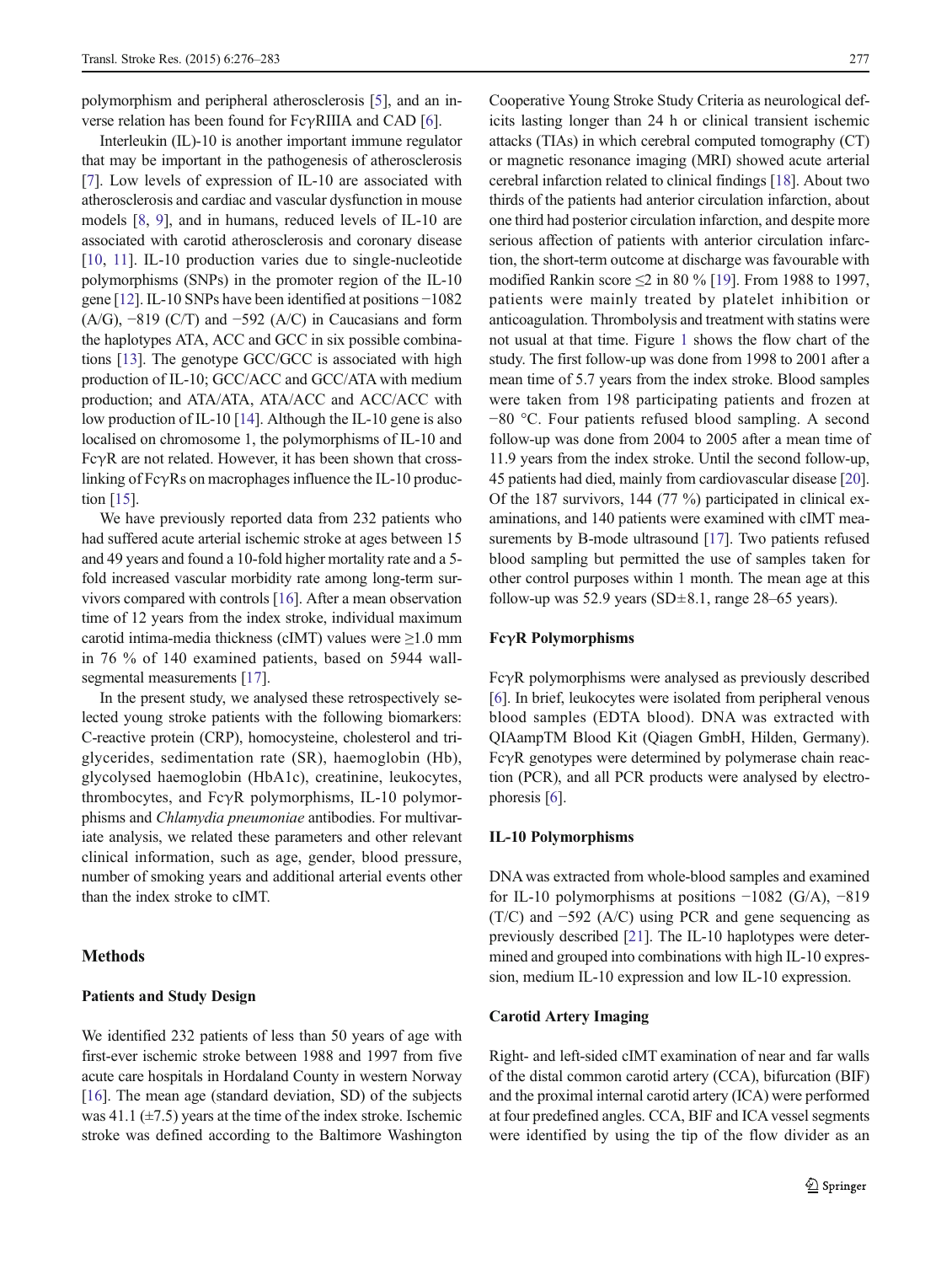polymorphism and peripheral atherosclerosis [5], and an inverse relation has been found for FcγRIIIA and CAD [6].

Interleukin (IL)-10 is another important immune regulator that may be important in the pathogenesis of atherosclerosis [7]. Low levels of expression of IL-10 are associated with atherosclerosis and cardiac and vascular dysfunction in mouse models [8, 9], and in humans, reduced levels of IL-10 are associated with carotid atherosclerosis and coronary disease [10, 11]. IL-10 production varies due to single-nucleotide polymorphisms (SNPs) in the promoter region of the IL-10 gene [12]. IL-10 SNPs have been identified at positions −1082 (A/G), −819 (C/T) and −592 (A/C) in Caucasians and form the haplotypes ATA, ACC and GCC in six possible combinations [13]. The genotype GCC/GCC is associated with high production of IL-10; GCC/ACC and GCC/ATA with medium production; and ATA/ATA, ATA/ACC and ACC/ACC with low production of IL-10 [14]. Although the IL-10 gene is also localised on chromosome 1, the polymorphisms of IL-10 and FcγR are not related. However, it has been shown that cross-linking of FcγRs on macrophages influence the IL-10 production [15].

We have previously reported data from 232 patients who had suffered acute arterial ischemic stroke at ages between 15 and 49 years and found a 10-fold higher mortality rate and a 5-fold increased vascular morbidity rate among long-term survivors compared with controls [16]. After a mean observation time of 12 years from the index stroke, individual maximum carotid intima-media thickness (cIMT) values were ≥1.0 mm in 76 % of 140 examined patients, based on 5944 wall-segmental measurements [17].

In the present study, we analysed these retrospectively selected young stroke patients with the following biomarkers: C-reactive protein (CRP), homocysteine, cholesterol and triglycerides, sedimentation rate (SR), haemoglobin (Hb), glycolysed haemoglobin (HbA1c), creatinine, leukocytes, thrombocytes, and FcγR polymorphisms, IL-10 polymorphisms and *Chlamydia pneumoniae* antibodies. For multivariate analysis, we related these parameters and other relevant clinical information, such as age, gender, blood pressure, number of smoking years and additional arterial events other than the index stroke to cIMT.

## Methods

### Patients and Study Design

We identified 232 patients of less than 50 years of age with first-ever ischemic stroke between 1988 and 1997 from five acute care hospitals in Hordaland County in western Norway [16]. The mean age (standard deviation, SD) of the subjects was 41.1 (±7.5) years at the time of the index stroke. Ischemic stroke was defined according to the Baltimore Washington Cooperative Young Stroke Study Criteria as neurological deficits lasting longer than 24 h or clinical transient ischemic attacks (TIAs) in which cerebral computed tomography (CT) or magnetic resonance imaging (MRI) showed acute arterial cerebral infarction related to clinical findings [18]. About two thirds of the patients had anterior circulation infarction, about one third had posterior circulation infarction, and despite more serious affection of patients with anterior circulation infarction, the short-term outcome at discharge was favourable with modified Rankin score ≤2 in 80 % [19]. From 1988 to 1997, patients were mainly treated by platelet inhibition or anticoagulation. Thrombolysis and treatment with statins were not usual at that time. Figure 1 shows the flow chart of the study. The first follow-up was done from 1998 to 2001 after a mean time of 5.7 years from the index stroke. Blood samples were taken from 198 participating patients and frozen at −80 °C. Four patients refused blood sampling. A second follow-up was done from 2004 to 2005 after a mean time of 11.9 years from the index stroke. Until the second follow-up, 45 patients had died, mainly from cardiovascular disease [20]. Of the 187 survivors, 144 (77 %) participated in clinical examinations, and 140 patients were examined with cIMT measurements by B-mode ultrasound [17]. Two patients refused blood sampling but permitted the use of samples taken for other control purposes within 1 month. The mean age at this follow-up was 52.9 years (SD±8.1, range 28–65 years).

### FcγR Polymorphisms

FcγR polymorphisms were analysed as previously described [6]. In brief, leukocytes were isolated from peripheral venous blood samples (EDTA blood). DNA was extracted with QIAampTM Blood Kit (Qiagen GmbH, Hilden, Germany). FcγR genotypes were determined by polymerase chain reaction (PCR), and all PCR products were analysed by electrophoresis [6].

### IL-10 Polymorphisms

DNA was extracted from whole-blood samples and examined for IL-10 polymorphisms at positions −1082 (G/A), −819 (T/C) and −592 (A/C) using PCR and gene sequencing as previously described [21]. The IL-10 haplotypes were determined and grouped into combinations with high IL-10 expression, medium IL-10 expression and low IL-10 expression.

### Carotid Artery Imaging

Right- and left-sided cIMT examination of near and far walls of the distal common carotid artery (CCA), bifurcation (BIF) and the proximal internal carotid artery (ICA) were performed at four predefined angles. CCA, BIF and ICA vessel segments were identified by using the tip of the flow divider as an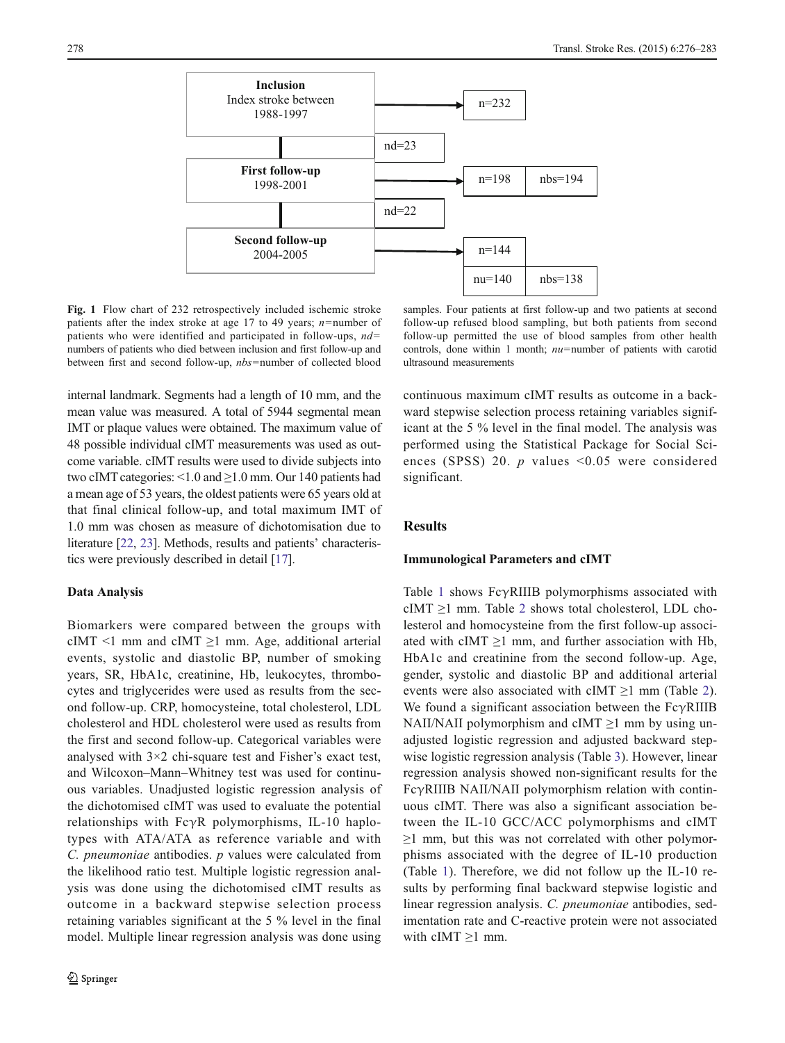**Inclusion**
Index stroke between 1988-1997 → n=232

nd=23

**First follow-up**
1998-2001 → n=198 | nbs=194

nd=22

**Second follow-up**
2004-2005 → n=144; nu=140 | nbs=138

**Fig. 1** Flow chart of 232 retrospectively included ischemic stroke patients after the index stroke at age 17 to 49 years; *n*=number of patients who were identified and participated in follow-ups, *nd*= numbers of patients who died between inclusion and first follow-up and between first and second follow-up, *nbs*=number of collected blood samples. Four patients at first follow-up and two patients at second follow-up refused blood sampling, but both patients from second follow-up permitted the use of blood samples from other health controls, done within 1 month; *nu*=number of patients with carotid ultrasound measurements

internal landmark. Segments had a length of 10 mm, and the mean value was measured. A total of 5944 segmental mean IMT or plaque values were obtained. The maximum value of 48 possible individual cIMT measurements was used as outcome variable. cIMT results were used to divide subjects into two cIMT categories: <1.0 and ≥1.0 mm. Our 140 patients had a mean age of 53 years, the oldest patients were 65 years old at that final clinical follow-up, and total maximum IMT of 1.0 mm was chosen as measure of dichotomisation due to literature [22, 23]. Methods, results and patients' characteristics were previously described in detail [17].

### Data Analysis

Biomarkers were compared between the groups with cIMT <1 mm and cIMT ≥1 mm. Age, additional arterial events, systolic and diastolic BP, number of smoking years, SR, HbA1c, creatinine, Hb, leukocytes, thrombocytes and triglycerides were used as results from the second follow-up. CRP, homocysteine, total cholesterol, LDL cholesterol and HDL cholesterol were used as results from the first and second follow-up. Categorical variables were analysed with 3×2 chi-square test and Fisher's exact test, and Wilcoxon–Mann–Whitney test was used for continuous variables. Unadjusted logistic regression analysis of the dichotomised cIMT was used to evaluate the potential relationships with FcγR polymorphisms, IL-10 haplotypes with ATA/ATA as reference variable and with *C. pneumoniae* antibodies. *p* values were calculated from the likelihood ratio test. Multiple logistic regression analysis was done using the dichotomised cIMT results as outcome in a backward stepwise selection process retaining variables significant at the 5 % level in the final model. Multiple linear regression analysis was done using continuous maximum cIMT results as outcome in a backward stepwise selection process retaining variables significant at the 5 % level in the final model. The analysis was performed using the Statistical Package for Social Sciences (SPSS) 20. *p* values <0.05 were considered significant.

## Results

### Immunological Parameters and cIMT

Table 1 shows FcγRIIIB polymorphisms associated with cIMT ≥1 mm. Table 2 shows total cholesterol, LDL cholesterol and homocysteine from the first follow-up associated with cIMT ≥1 mm, and further association with Hb, HbA1c and creatinine from the second follow-up. Age, gender, systolic and diastolic BP and additional arterial events were also associated with cIMT ≥1 mm (Table 2). We found a significant association between the FcγRIIIB NAII/NAII polymorphism and cIMT ≥1 mm by using unadjusted logistic regression and adjusted backward stepwise logistic regression analysis (Table 3). However, linear regression analysis showed non-significant results for the FcγRIIIB NAII/NAII polymorphism relation with continuous cIMT. There was also a significant association between the IL-10 GCC/ACC polymorphisms and cIMT ≥1 mm, but this was not correlated with other polymorphisms associated with the degree of IL-10 production (Table 1). Therefore, we did not follow up the IL-10 results by performing final backward stepwise logistic and linear regression analysis. *C. pneumoniae* antibodies, sedimentation rate and C-reactive protein were not associated with cIMT ≥1 mm.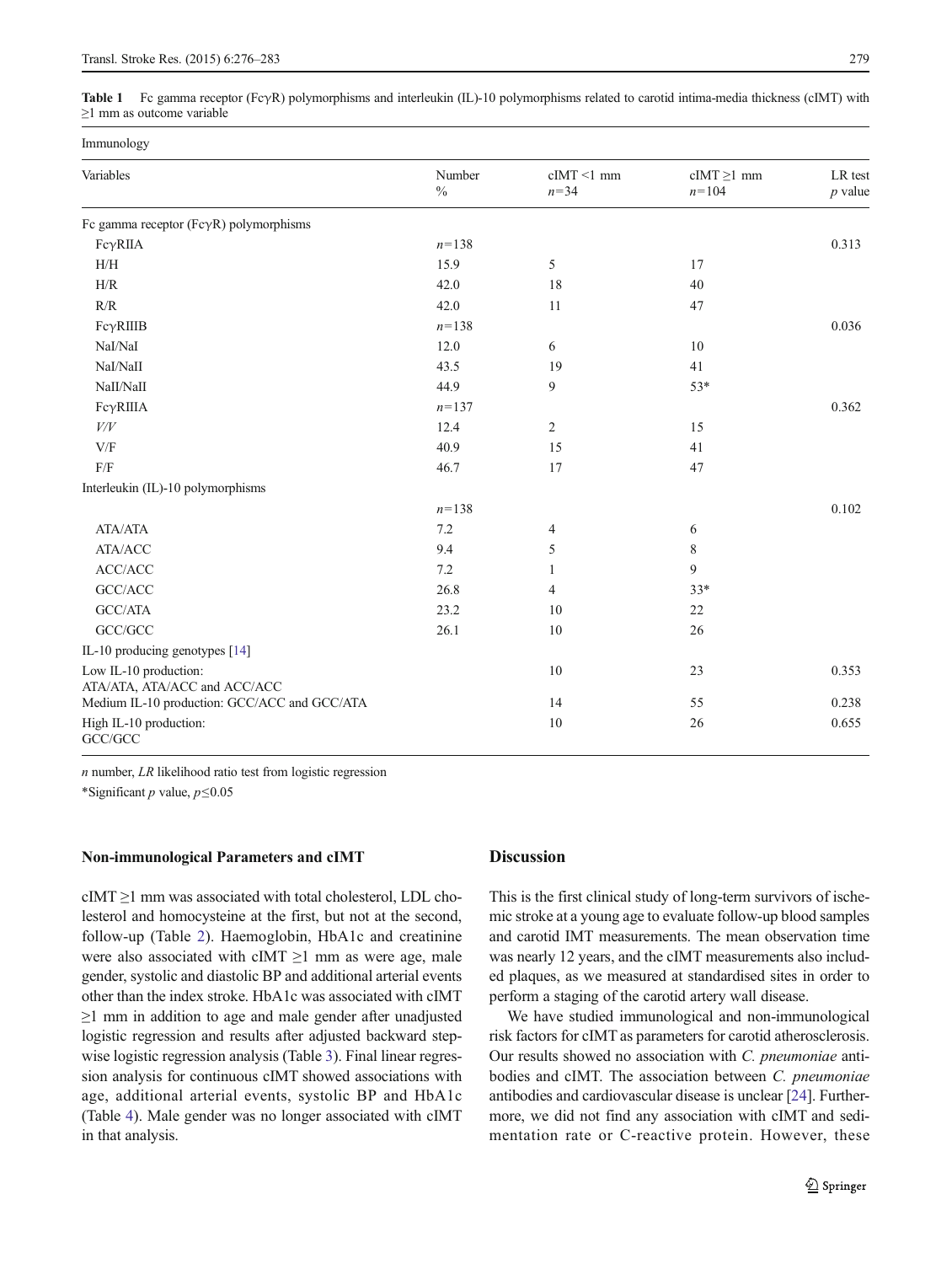**Table 1** Fc gamma receptor (FcγR) polymorphisms and interleukin (IL)-10 polymorphisms related to carotid intima-media thickness (cIMT) with ≥1 mm as outcome variable

| Immunology | | | | |
|---|---|---|---|---|
| Variables | Number % | cIMT <1 mm $n$=34 | cIMT ≥1 mm $n$=104 | LR test $p$ value |
| Fc gamma receptor (FcγR) polymorphisms | | | | |
| FcγRIIA | $n$=138 | | | 0.313 |
| H/H | 15.9 | 5 | 17 | |
| H/R | 42.0 | 18 | 40 | |
| R/R | 42.0 | 11 | 47 | |
| FcγRIIIB | $n$=138 | | | 0.036 |
| NaI/NaI | 12.0 | 6 | 10 | |
| NaI/NaII | 43.5 | 19 | 41 | |
| NaII/NaII | 44.9 | 9 | 53* | |
| FcγRIIIA | $n$=137 | | | 0.362 |
| *V/V* | 12.4 | 2 | 15 | |
| V/F | 40.9 | 15 | 41 | |
| F/F | 46.7 | 17 | 47 | |
| Interleukin (IL)-10 polymorphisms | | | | |
| | $n$=138 | | | 0.102 |
| ATA/ATA | 7.2 | 4 | 6 | |
| ATA/ACC | 9.4 | 5 | 8 | |
| ACC/ACC | 7.2 | 1 | 9 | |
| GCC/ACC | 26.8 | 4 | 33* | |
| GCC/ATA | 23.2 | 10 | 22 | |
| GCC/GCC | 26.1 | 10 | 26 | |
| IL-10 producing genotypes [14] | | | | |
| Low IL-10 production: ATA/ATA, ATA/ACC and ACC/ACC | | 10 | 23 | 0.353 |
| Medium IL-10 production: GCC/ACC and GCC/ATA | | 14 | 55 | 0.238 |
| High IL-10 production: GCC/GCC | | 10 | 26 | 0.655 |

*n* number, *LR* likelihood ratio test from logistic regression

*Significant *p* value, $p \leq 0.05$

### Non-immunological Parameters and cIMT

cIMT ≥1 mm was associated with total cholesterol, LDL cholesterol and homocysteine at the first, but not at the second, follow-up (Table 2). Haemoglobin, HbA1c and creatinine were also associated with cIMT ≥1 mm as were age, male gender, systolic and diastolic BP and additional arterial events other than the index stroke. HbA1c was associated with cIMT ≥1 mm in addition to age and male gender after unadjusted logistic regression and results after adjusted backward stepwise logistic regression analysis (Table 3). Final linear regression analysis for continuous cIMT showed associations with age, additional arterial events, systolic BP and HbA1c (Table 4). Male gender was no longer associated with cIMT in that analysis.

## Discussion

This is the first clinical study of long-term survivors of ischemic stroke at a young age to evaluate follow-up blood samples and carotid IMT measurements. The mean observation time was nearly 12 years, and the cIMT measurements also included plaques, as we measured at standardised sites in order to perform a staging of the carotid artery wall disease.

We have studied immunological and non-immunological risk factors for cIMT as parameters for carotid atherosclerosis. Our results showed no association with *C. pneumoniae* antibodies and cIMT. The association between *C. pneumoniae* antibodies and cardiovascular disease is unclear [24]. Furthermore, we did not find any association with cIMT and sedimentation rate or C-reactive protein. However, these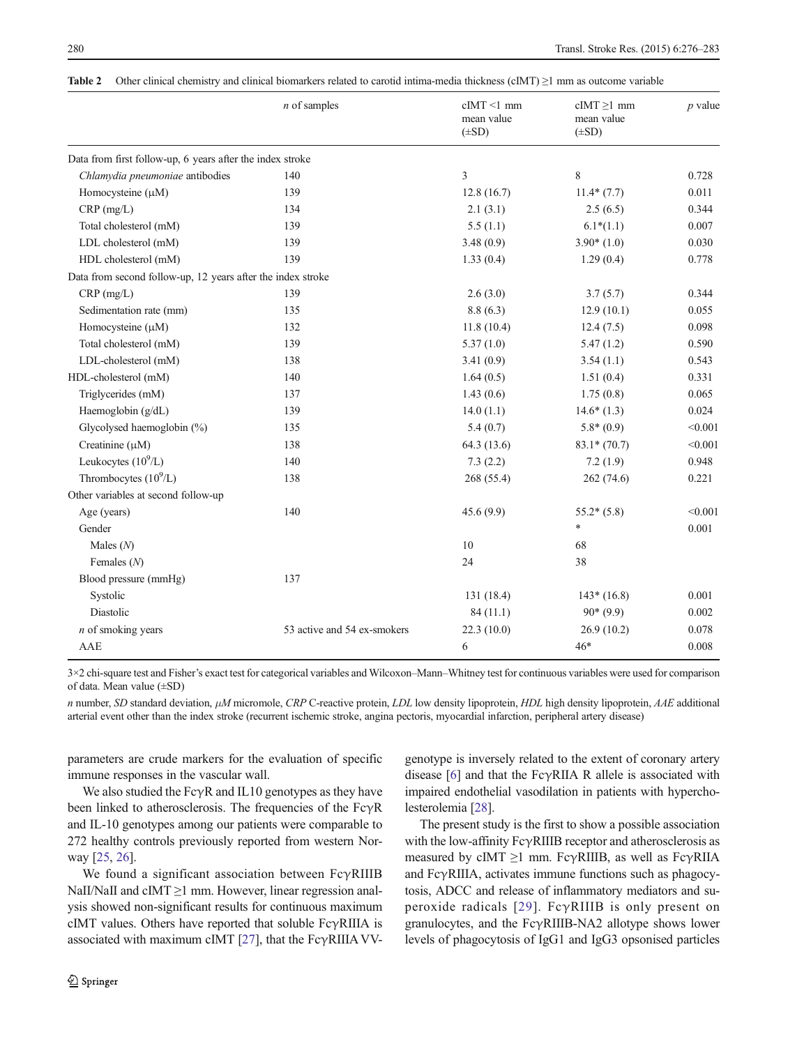**Table 2** Other clinical chemistry and clinical biomarkers related to carotid intima-media thickness (cIMT) ≥1 mm as outcome variable

| | *n* of samples | cIMT <1 mm mean value (±SD) | cIMT ≥1 mm mean value (±SD) | *p* value |
|---|---|---|---|---|
| Data from first follow-up, 6 years after the index stroke | | | | |
| *Chlamydia pneumoniae* antibodies | 140 | 3 | 8 | 0.728 |
| Homocysteine (μM) | 139 | 12.8 (16.7) | 11.4* (7.7) | 0.011 |
| CRP (mg/L) | 134 | 2.1 (3.1) | 2.5 (6.5) | 0.344 |
| Total cholesterol (mM) | 139 | 5.5 (1.1) | 6.1*(1.1) | 0.007 |
| LDL cholesterol (mM) | 139 | 3.48 (0.9) | 3.90* (1.0) | 0.030 |
| HDL cholesterol (mM) | 139 | 1.33 (0.4) | 1.29 (0.4) | 0.778 |
| Data from second follow-up, 12 years after the index stroke | | | | |
| CRP (mg/L) | 139 | 2.6 (3.0) | 3.7 (5.7) | 0.344 |
| Sedimentation rate (mm) | 135 | 8.8 (6.3) | 12.9 (10.1) | 0.055 |
| Homocysteine (μM) | 132 | 11.8 (10.4) | 12.4 (7.5) | 0.098 |
| Total cholesterol (mM) | 139 | 5.37 (1.0) | 5.47 (1.2) | 0.590 |
| LDL-cholesterol (mM) | 138 | 3.41 (0.9) | 3.54 (1.1) | 0.543 |
| HDL-cholesterol (mM) | 140 | 1.64 (0.5) | 1.51 (0.4) | 0.331 |
| Triglycerides (mM) | 137 | 1.43 (0.6) | 1.75 (0.8) | 0.065 |
| Haemoglobin (g/dL) | 139 | 14.0 (1.1) | 14.6* (1.3) | 0.024 |
| Glycolysed haemoglobin (%) | 135 | 5.4 (0.7) | 5.8* (0.9) | <0.001 |
| Creatinine (μM) | 138 | 64.3 (13.6) | 83.1* (70.7) | <0.001 |
| Leukocytes ($10^9$/L) | 140 | 7.3 (2.2) | 7.2 (1.9) | 0.948 |
| Thrombocytes ($10^9$/L) | 138 | 268 (55.4) | 262 (74.6) | 0.221 |
| Other variables at second follow-up | | | | |
| Age (years) | 140 | 45.6 (9.9) | 55.2* (5.8) | <0.001 |
| Gender | | | * | 0.001 |
| Males (*N*) | | 10 | 68 | |
| Females (*N*) | | 24 | 38 | |
| Blood pressure (mmHg) | 137 | | | |
| Systolic | | 131 (18.4) | 143* (16.8) | 0.001 |
| Diastolic | | 84 (11.1) | 90* (9.9) | 0.002 |
| *n* of smoking years | 53 active and 54 ex-smokers | 22.3 (10.0) | 26.9 (10.2) | 0.078 |
| AAE | | 6 | 46* | 0.008 |

3×2 chi-square test and Fisher's exact test for categorical variables and Wilcoxon–Mann–Whitney test for continuous variables were used for comparison of data. Mean value (±SD)

*n* number, *SD* standard deviation, *μM* micromole, *CRP* C-reactive protein, *LDL* low density lipoprotein, *HDL* high density lipoprotein, *AAE* additional arterial event other than the index stroke (recurrent ischemic stroke, angina pectoris, myocardial infarction, peripheral artery disease)

parameters are crude markers for the evaluation of specific immune responses in the vascular wall.

We also studied the FcγR and IL10 genotypes as they have been linked to atherosclerosis. The frequencies of the FcγR and IL-10 genotypes among our patients were comparable to 272 healthy controls previously reported from western Norway [25, 26].

We found a significant association between FcγRIIIB NaII/NaII and cIMT ≥1 mm. However, linear regression analysis showed non-significant results for continuous maximum cIMT values. Others have reported that soluble FcγRIIIA is associated with maximum cIMT [27], that the FcγRIIIA VV-genotype is inversely related to the extent of coronary artery disease [6] and that the FcγRIIA R allele is associated with impaired endothelial vasodilation in patients with hypercholesterolemia [28].

The present study is the first to show a possible association with the low-affinity FcγRIIIB receptor and atherosclerosis as measured by cIMT ≥1 mm. FcγRIIIB, as well as FcγRIIA and FcγRIIIA, activates immune functions such as phagocytosis, ADCC and release of inflammatory mediators and superoxide radicals [29]. FcγRIIIB is only present on granulocytes, and the FcγRIIIB-NA2 allotype shows lower levels of phagocytosis of IgG1 and IgG3 opsonised particles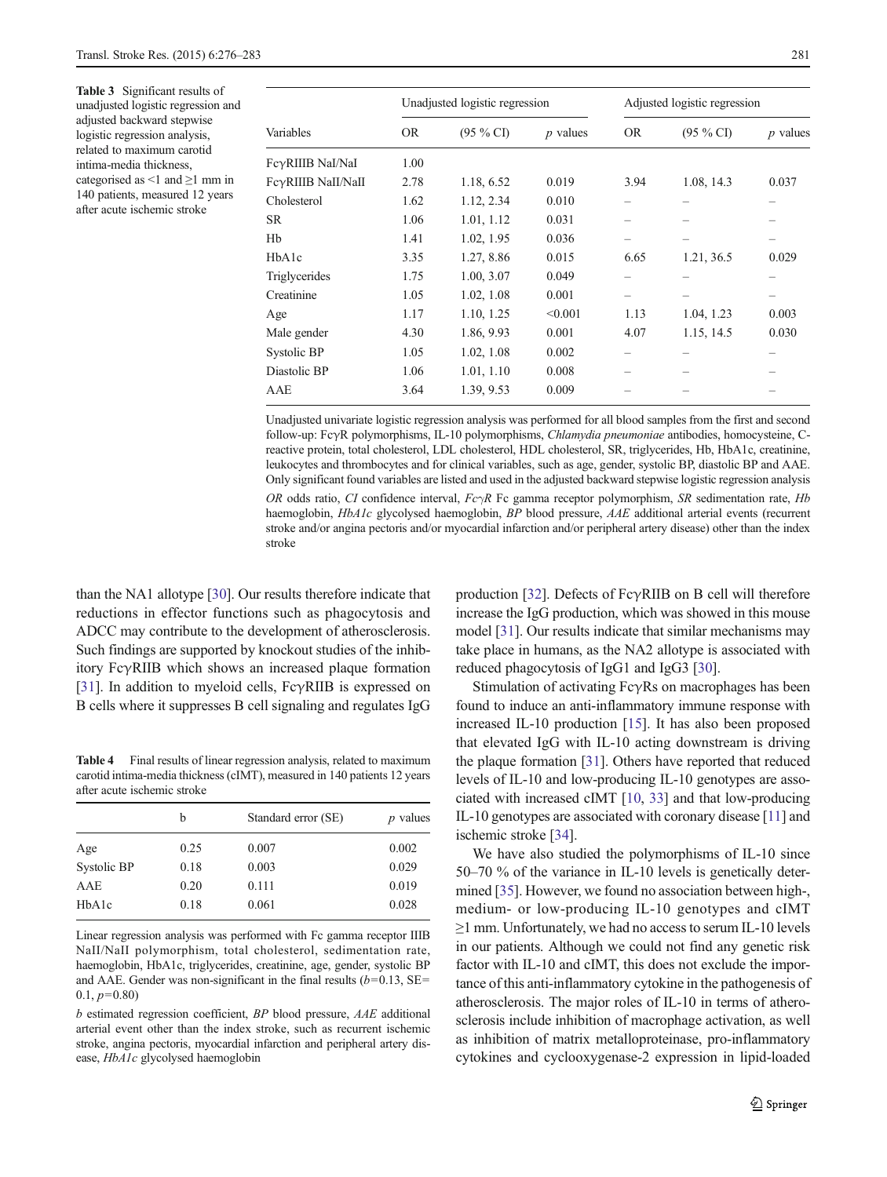**Table 3** Significant results of unadjusted logistic regression and adjusted backward stepwise logistic regression analysis, related to maximum carotid intima-media thickness, categorised as <1 and ≥1 mm in 140 patients, measured 12 years after acute ischemic stroke

| Variables | Unadjusted logistic regression | | | Adjusted logistic regression | | |
|---|---|---|---|---|---|---|
| | OR | (95 % CI) | *p* values | OR | (95 % CI) | *p* values |
| FcγRIIIB NaI/NaI | 1.00 | | | | | |
| FcγRIIIB NaII/NaII | 2.78 | 1.18, 6.52 | 0.019 | 3.94 | 1.08, 14.3 | 0.037 |
| Cholesterol | 1.62 | 1.12, 2.34 | 0.010 | – | – | – |
| SR | 1.06 | 1.01, 1.12 | 0.031 | – | – | – |
| Hb | 1.41 | 1.02, 1.95 | 0.036 | – | – | – |
| HbA1c | 3.35 | 1.27, 8.86 | 0.015 | 6.65 | 1.21, 36.5 | 0.029 |
| Triglycerides | 1.75 | 1.00, 3.07 | 0.049 | – | – | – |
| Creatinine | 1.05 | 1.02, 1.08 | 0.001 | – | – | – |
| Age | 1.17 | 1.10, 1.25 | <0.001 | 1.13 | 1.04, 1.23 | 0.003 |
| Male gender | 4.30 | 1.86, 9.93 | 0.001 | 4.07 | 1.15, 14.5 | 0.030 |
| Systolic BP | 1.05 | 1.02, 1.08 | 0.002 | – | – | – |
| Diastolic BP | 1.06 | 1.01, 1.10 | 0.008 | – | – | – |
| AAE | 3.64 | 1.39, 9.53 | 0.009 | – | – | – |

Unadjusted univariate logistic regression analysis was performed for all blood samples from the first and second follow-up: FcγR polymorphisms, IL-10 polymorphisms, *Chlamydia pneumoniae* antibodies, homocysteine, C-reactive protein, total cholesterol, LDL cholesterol, HDL cholesterol, SR, triglycerides, Hb, HbA1c, creatinine, leukocytes and thrombocytes and for clinical variables, such as age, gender, systolic BP, diastolic BP and AAE. Only significant found variables are listed and used in the adjusted backward stepwise logistic regression analysis

*OR* odds ratio, *CI* confidence interval, *FcγR* Fc gamma receptor polymorphism, *SR* sedimentation rate, *Hb* haemoglobin, *HbA1c* glycolysed haemoglobin, *BP* blood pressure, *AAE* additional arterial events (recurrent stroke and/or angina pectoris and/or myocardial infarction and/or peripheral artery disease) other than the index stroke

than the NA1 allotype [30]. Our results therefore indicate that reductions in effector functions such as phagocytosis and ADCC may contribute to the development of atherosclerosis. Such findings are supported by knockout studies of the inhibitory FcγRIIB which shows an increased plaque formation [31]. In addition to myeloid cells, FcγRIIB is expressed on B cells where it suppresses B cell signaling and regulates IgG production [32]. Defects of FcγRIIB on B cell will therefore increase the IgG production, which was showed in this mouse model [31]. Our results indicate that similar mechanisms may take place in humans, as the NA2 allotype is associated with reduced phagocytosis of IgG1 and IgG3 [30].

**Table 4** Final results of linear regression analysis, related to maximum carotid intima-media thickness (cIMT), measured in 140 patients 12 years after acute ischemic stroke

| | b | Standard error (SE) | *p* values |
|---|---|---|---|
| Age | 0.25 | 0.007 | 0.002 |
| Systolic BP | 0.18 | 0.003 | 0.029 |
| AAE | 0.20 | 0.111 | 0.019 |
| HbA1c | 0.18 | 0.061 | 0.028 |

Linear regression analysis was performed with Fc gamma receptor IIIB NaII/NaII polymorphism, total cholesterol, sedimentation rate, haemoglobin, HbA1c, triglycerides, creatinine, age, gender, systolic BP and AAE. Gender was non-significant in the final results ($b$=0.13, SE=0.1, $p$=0.80)

*b* estimated regression coefficient, *BP* blood pressure, *AAE* additional arterial event other than the index stroke, such as recurrent ischemic stroke, angina pectoris, myocardial infarction and peripheral artery disease, *HbA1c* glycolysed haemoglobin

Stimulation of activating FcγRs on macrophages has been found to induce an anti-inflammatory immune response with increased IL-10 production [15]. It has also been proposed that elevated IgG with IL-10 acting downstream is driving the plaque formation [31]. Others have reported that reduced levels of IL-10 and low-producing IL-10 genotypes are associated with increased cIMT [10, 33] and that low-producing IL-10 genotypes are associated with coronary disease [11] and ischemic stroke [34].

We have also studied the polymorphisms of IL-10 since 50–70 % of the variance in IL-10 levels is genetically determined [35]. However, we found no association between high-, medium- or low-producing IL-10 genotypes and cIMT ≥1 mm. Unfortunately, we had no access to serum IL-10 levels in our patients. Although we could not find any genetic risk factor with IL-10 and cIMT, this does not exclude the importance of this anti-inflammatory cytokine in the pathogenesis of atherosclerosis. The major roles of IL-10 in terms of atherosclerosis include inhibition of macrophage activation, as well as inhibition of matrix metalloproteinase, pro-inflammatory cytokines and cyclooxygenase-2 expression in lipid-loaded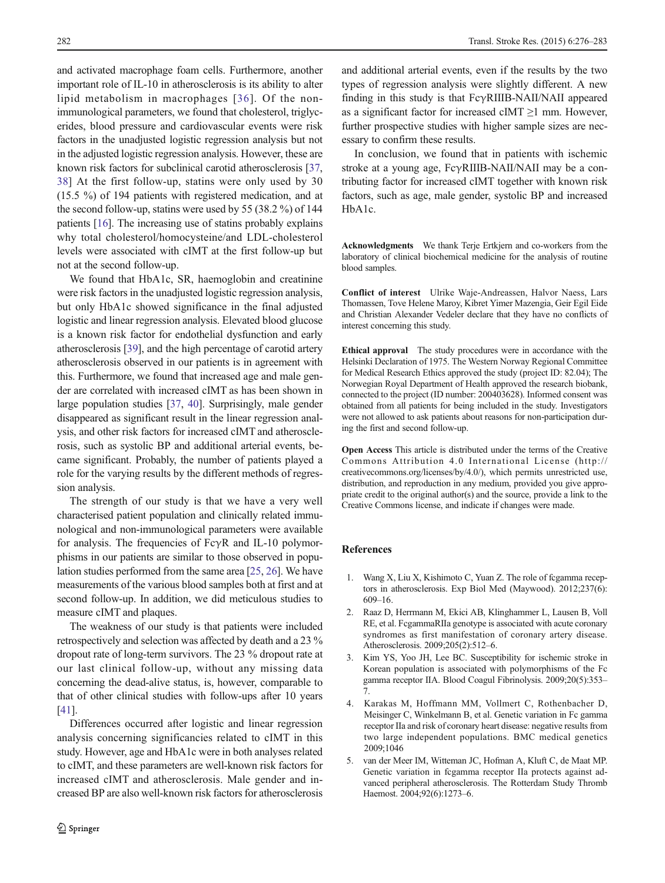and activated macrophage foam cells. Furthermore, another important role of IL-10 in atherosclerosis is its ability to alter lipid metabolism in macrophages [36]. Of the non-immunological parameters, we found that cholesterol, triglycerides, blood pressure and cardiovascular events were risk factors in the unadjusted logistic regression analysis but not in the adjusted logistic regression analysis. However, these are known risk factors for subclinical carotid atherosclerosis [37, 38] At the first follow-up, statins were only used by 30 (15.5 %) of 194 patients with registered medication, and at the second follow-up, statins were used by 55 (38.2 %) of 144 patients [16]. The increasing use of statins probably explains why total cholesterol/homocysteine/and LDL-cholesterol levels were associated with cIMT at the first follow-up but not at the second follow-up.

We found that HbA1c, SR, haemoglobin and creatinine were risk factors in the unadjusted logistic regression analysis, but only HbA1c showed significance in the final adjusted logistic and linear regression analysis. Elevated blood glucose is a known risk factor for endothelial dysfunction and early atherosclerosis [39], and the high percentage of carotid artery atherosclerosis observed in our patients is in agreement with this. Furthermore, we found that increased age and male gender are correlated with increased cIMT as has been shown in large population studies [37, 40]. Surprisingly, male gender disappeared as significant result in the linear regression analysis, and other risk factors for increased cIMT and atherosclerosis, such as systolic BP and additional arterial events, became significant. Probably, the number of patients played a role for the varying results by the different methods of regression analysis.

The strength of our study is that we have a very well characterised patient population and clinically related immunological and non-immunological parameters were available for analysis. The frequencies of FcγR and IL-10 polymorphisms in our patients are similar to those observed in population studies performed from the same area [25, 26]. We have measurements of the various blood samples both at first and at second follow-up. In addition, we did meticulous studies to measure cIMT and plaques.

The weakness of our study is that patients were included retrospectively and selection was affected by death and a 23 % dropout rate of long-term survivors. The 23 % dropout rate at our last clinical follow-up, without any missing data concerning the dead-alive status, is, however, comparable to that of other clinical studies with follow-ups after 10 years [41].

Differences occurred after logistic and linear regression analysis concerning significancies related to cIMT in this study. However, age and HbA1c were in both analyses related to cIMT, and these parameters are well-known risk factors for increased cIMT and atherosclerosis. Male gender and increased BP are also well-known risk factors for atherosclerosis and additional arterial events, even if the results by the two types of regression analysis were slightly different. A new finding in this study is that FcγRIIIB-NAII/NAII appeared as a significant factor for increased cIMT ≥1 mm. However, further prospective studies with higher sample sizes are necessary to confirm these results.

In conclusion, we found that in patients with ischemic stroke at a young age, FcγRIIIB-NAII/NAII may be a contributing factor for increased cIMT together with known risk factors, such as age, male gender, systolic BP and increased HbA1c.

**Acknowledgments** We thank Terje Ertkjern and co-workers from the laboratory of clinical biochemical medicine for the analysis of routine blood samples.

**Conflict of interest** Ulrike Waje-Andreassen, Halvor Naess, Lars Thomassen, Tove Helene Maroy, Kibret Yimer Mazengia, Geir Egil Eide and Christian Alexander Vedeler declare that they have no conflicts of interest concerning this study.

**Ethical approval** The study procedures were in accordance with the Helsinki Declaration of 1975. The Western Norway Regional Committee for Medical Research Ethics approved the study (project ID: 82.04); The Norwegian Royal Department of Health approved the research biobank, connected to the project (ID number: 200403628). Informed consent was obtained from all patients for being included in the study. Investigators were not allowed to ask patients about reasons for non-participation during the first and second follow-up.

**Open Access** This article is distributed under the terms of the Creative Commons Attribution 4.0 International License (http://creativecommons.org/licenses/by/4.0/), which permits unrestricted use, distribution, and reproduction in any medium, provided you give appropriate credit to the original author(s) and the source, provide a link to the Creative Commons license, and indicate if changes were made.

## References

1. Wang X, Liu X, Kishimoto C, Yuan Z. The role of fcgamma receptors in atherosclerosis. Exp Biol Med (Maywood). 2012;237(6):609–16.
2. Raaz D, Herrmann M, Ekici AB, Klinghammer L, Lausen B, Voll RE, et al. FcgammaRIIa genotype is associated with acute coronary syndromes as first manifestation of coronary artery disease. Atherosclerosis. 2009;205(2):512–6.
3. Kim YS, Yoo JH, Lee BC. Susceptibility for ischemic stroke in Korean population is associated with polymorphisms of the Fc gamma receptor IIA. Blood Coagul Fibrinolysis. 2009;20(5):353–7.
4. Karakas M, Hoffmann MM, Vollmert C, Rothenbacher D, Meisinger C, Winkelmann B, et al. Genetic variation in Fc gamma receptor IIa and risk of coronary heart disease: negative results from two large independent populations. BMC medical genetics 2009;1046
5. van der Meer IM, Witteman JC, Hofman A, Kluft C, de Maat MP. Genetic variation in fcgamma receptor IIa protects against advanced peripheral atherosclerosis. The Rotterdam Study Thromb Haemost. 2004;92(6):1273–6.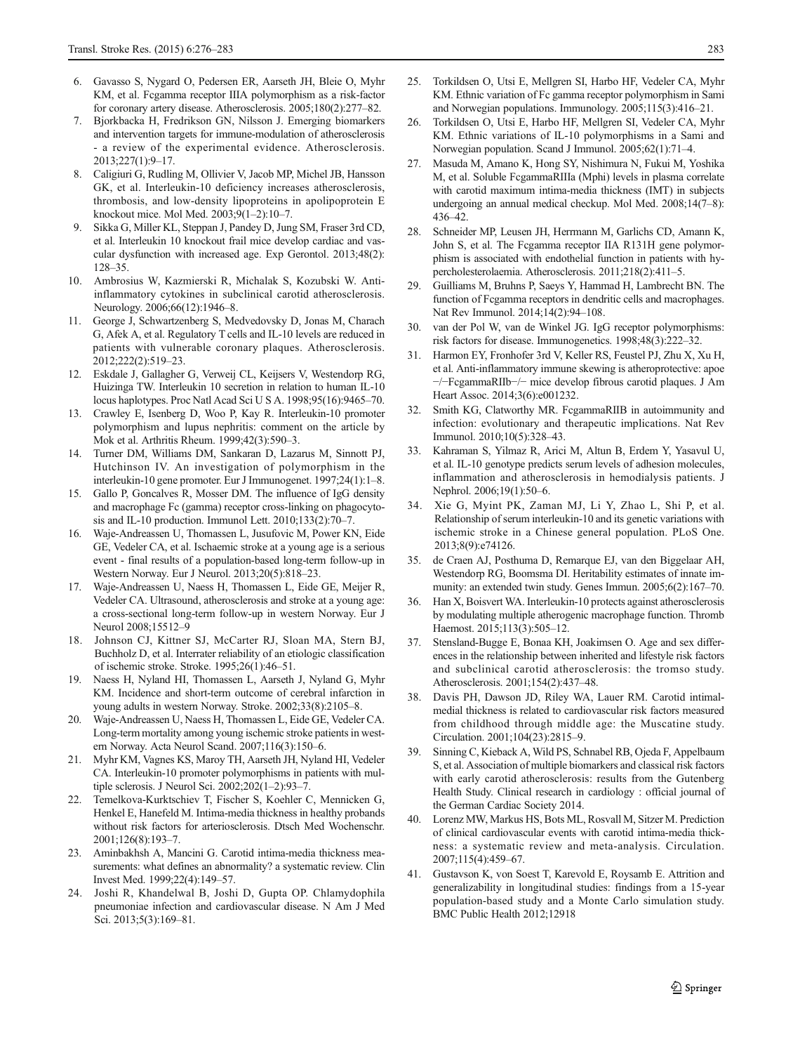6. Gavasso S, Nygard O, Pedersen ER, Aarseth JH, Bleie O, Myhr KM, et al. Fcgamma receptor IIIA polymorphism as a risk-factor for coronary artery disease. Atherosclerosis. 2005;180(2):277–82.
7. Bjorkbacka H, Fredrikson GN, Nilsson J. Emerging biomarkers and intervention targets for immune-modulation of atherosclerosis - a review of the experimental evidence. Atherosclerosis. 2013;227(1):9–17.
8. Caligiuri G, Rudling M, Ollivier V, Jacob MP, Michel JB, Hansson GK, et al. Interleukin-10 deficiency increases atherosclerosis, thrombosis, and low-density lipoproteins in apolipoprotein E knockout mice. Mol Med. 2003;9(1–2):10–7.
9. Sikka G, Miller KL, Steppan J, Pandey D, Jung SM, Fraser 3rd CD, et al. Interleukin 10 knockout frail mice develop cardiac and vascular dysfunction with increased age. Exp Gerontol. 2013;48(2): 128–35.
10. Ambrosius W, Kazmierski R, Michalak S, Kozubski W. Anti-inflammatory cytokines in subclinical carotid atherosclerosis. Neurology. 2006;66(12):1946–8.
11. George J, Schwartzenberg S, Medvedovsky D, Jonas M, Charach G, Afek A, et al. Regulatory T cells and IL-10 levels are reduced in patients with vulnerable coronary plaques. Atherosclerosis. 2012;222(2):519–23.
12. Eskdale J, Gallagher G, Verweij CL, Keijsers V, Westendorp RG, Huizinga TW. Interleukin 10 secretion in relation to human IL-10 locus haplotypes. Proc Natl Acad Sci U S A. 1998;95(16):9465–70.
13. Crawley E, Isenberg D, Woo P, Kay R. Interleukin-10 promoter polymorphism and lupus nephritis: comment on the article by Mok et al. Arthritis Rheum. 1999;42(3):590–3.
14. Turner DM, Williams DM, Sankaran D, Lazarus M, Sinnott PJ, Hutchinson IV. An investigation of polymorphism in the interleukin-10 gene promoter. Eur J Immunogenet. 1997;24(1):1–8.
15. Gallo P, Goncalves R, Mosser DM. The influence of IgG density and macrophage Fc (gamma) receptor cross-linking on phagocytosis and IL-10 production. Immunol Lett. 2010;133(2):70–7.
16. Waje-Andreassen U, Thomassen L, Jusufovic M, Power KN, Eide GE, Vedeler CA, et al. Ischaemic stroke at a young age is a serious event - final results of a population-based long-term follow-up in Western Norway. Eur J Neurol. 2013;20(5):818–23.
17. Waje-Andreassen U, Naess H, Thomassen L, Eide GE, Meijer R, Vedeler CA. Ultrasound, atherosclerosis and stroke at a young age: a cross-sectional long-term follow-up in western Norway. Eur J Neurol 2008;15512–9
18. Johnson CJ, Kittner SJ, McCarter RJ, Sloan MA, Stern BJ, Buchholz D, et al. Interrater reliability of an etiologic classification of ischemic stroke. Stroke. 1995;26(1):46–51.
19. Naess H, Nyland HI, Thomassen L, Aarseth J, Nyland G, Myhr KM. Incidence and short-term outcome of cerebral infarction in young adults in western Norway. Stroke. 2002;33(8):2105–8.
20. Waje-Andreassen U, Naess H, Thomassen L, Eide GE, Vedeler CA. Long-term mortality among young ischemic stroke patients in western Norway. Acta Neurol Scand. 2007;116(3):150–6.
21. Myhr KM, Vagnes KS, Maroy TH, Aarseth JH, Nyland HI, Vedeler CA. Interleukin-10 promoter polymorphisms in patients with multiple sclerosis. J Neurol Sci. 2002;202(1–2):93–7.
22. Temelkova-Kurktschiev T, Fischer S, Koehler C, Mennicken G, Henkel E, Hanefeld M. Intima-media thickness in healthy probands without risk factors for arteriosclerosis. Dtsch Med Wochenschr. 2001;126(8):193–7.
23. Aminbakhsh A, Mancini G. Carotid intima-media thickness measurements: what defines an abnormality? a systematic review. Clin Invest Med. 1999;22(4):149–57.
24. Joshi R, Khandelwal B, Joshi D, Gupta OP. Chlamydophila pneumoniae infection and cardiovascular disease. N Am J Med Sci. 2013;5(3):169–81.
25. Torkildsen O, Utsi E, Mellgren SI, Harbo HF, Vedeler CA, Myhr KM. Ethnic variation of Fc gamma receptor polymorphism in Sami and Norwegian populations. Immunology. 2005;115(3):416–21.
26. Torkildsen O, Utsi E, Harbo HF, Mellgren SI, Vedeler CA, Myhr KM. Ethnic variations of IL-10 polymorphisms in a Sami and Norwegian population. Scand J Immunol. 2005;62(1):71–4.
27. Masuda M, Amano K, Hong SY, Nishimura N, Fukui M, Yoshika M, et al. Soluble FcgammaRIIIa (Mphi) levels in plasma correlate with carotid maximum intima-media thickness (IMT) in subjects undergoing an annual medical checkup. Mol Med. 2008;14(7–8): 436–42.
28. Schneider MP, Leusen JH, Herrmann M, Garlichs CD, Amann K, John S, et al. The Fcgamma receptor IIA R131H gene polymorphism is associated with endothelial function in patients with hypercholesterolaemia. Atherosclerosis. 2011;218(2):411–5.
29. Guilliams M, Bruhns P, Saeys Y, Hammad H, Lambrecht BN. The function of Fcgamma receptors in dendritic cells and macrophages. Nat Rev Immunol. 2014;14(2):94–108.
30. van der Pol W, van de Winkel JG. IgG receptor polymorphisms: risk factors for disease. Immunogenetics. 1998;48(3):222–32.
31. Harmon EY, Fronhofer 3rd V, Keller RS, Feustel PJ, Zhu X, Xu H, et al. Anti-inflammatory immune skewing is atheroprotective: apoe −/−FcgammaRIIb−/− mice develop fibrous carotid plaques. J Am Heart Assoc. 2014;3(6):e001232.
32. Smith KG, Clatworthy MR. FcgammaRIIB in autoimmunity and infection: evolutionary and therapeutic implications. Nat Rev Immunol. 2010;10(5):328–43.
33. Kahraman S, Yilmaz R, Arici M, Altun B, Erdem Y, Yasavul U, et al. IL-10 genotype predicts serum levels of adhesion molecules, inflammation and atherosclerosis in hemodialysis patients. J Nephrol. 2006;19(1):50–6.
34. Xie G, Myint PK, Zaman MJ, Li Y, Zhao L, Shi P, et al. Relationship of serum interleukin-10 and its genetic variations with ischemic stroke in a Chinese general population. PLoS One. 2013;8(9):e74126.
35. de Craen AJ, Posthuma D, Remarque EJ, van den Biggelaar AH, Westendorp RG, Boomsma DI. Heritability estimates of innate immunity: an extended twin study. Genes Immun. 2005;6(2):167–70.
36. Han X, Boisvert WA. Interleukin-10 protects against atherosclerosis by modulating multiple atherogenic macrophage function. Thromb Haemost. 2015;113(3):505–12.
37. Stensland-Bugge E, Bonaa KH, Joakimsen O. Age and sex differences in the relationship between inherited and lifestyle risk factors and subclinical carotid atherosclerosis: the tromso study. Atherosclerosis. 2001;154(2):437–48.
38. Davis PH, Dawson JD, Riley WA, Lauer RM. Carotid intimal-medial thickness is related to cardiovascular risk factors measured from childhood through middle age: the Muscatine study. Circulation. 2001;104(23):2815–9.
39. Sinning C, Kieback A, Wild PS, Schnabel RB, Ojeda F, Appelbaum S, et al. Association of multiple biomarkers and classical risk factors with early carotid atherosclerosis: results from the Gutenberg Health Study. Clinical research in cardiology : official journal of the German Cardiac Society 2014.
40. Lorenz MW, Markus HS, Bots ML, Rosvall M, Sitzer M. Prediction of clinical cardiovascular events with carotid intima-media thickness: a systematic review and meta-analysis. Circulation. 2007;115(4):459–67.
41. Gustavson K, von Soest T, Karevold E, Roysamb E. Attrition and generalizability in longitudinal studies: findings from a 15-year population-based study and a Monte Carlo simulation study. BMC Public Health 2012;12918